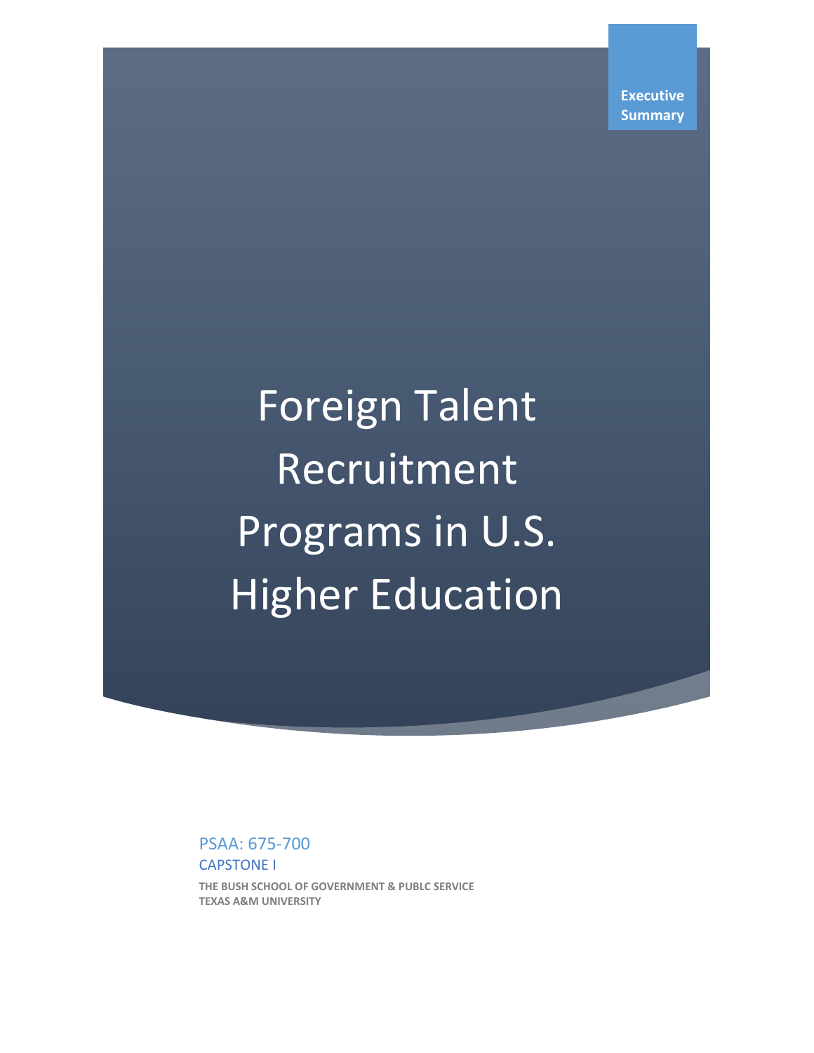Executive Summary

# Foreign Talent Recruitment Programs in U.S. Higher Education

PSAA: 675-700

CAPSTONE I

**THE BUSH SCHOOL OF GOVERNMENT & PUBLC SERVICE**
**TEXAS A&M UNIVERSITY**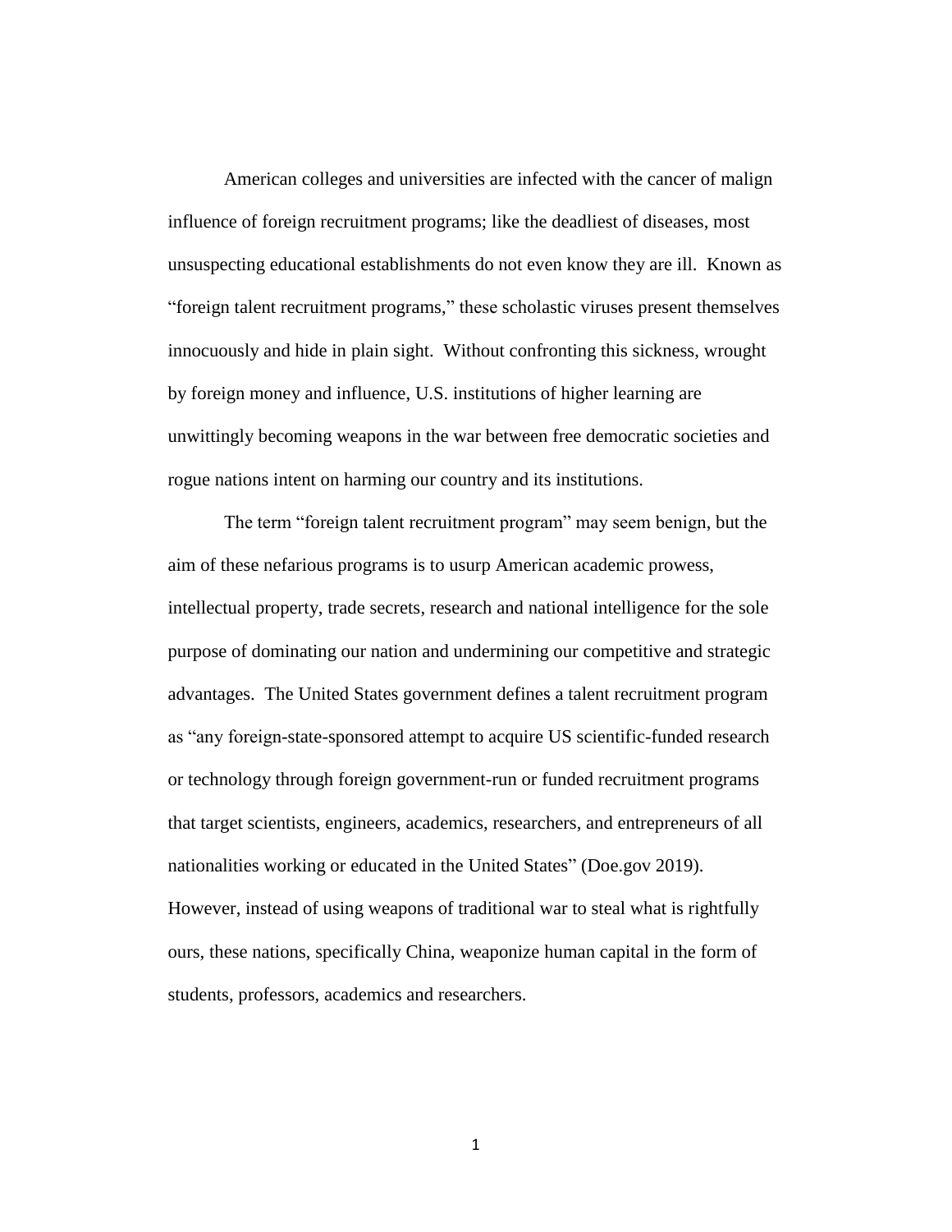American colleges and universities are infected with the cancer of malign influence of foreign recruitment programs; like the deadliest of diseases, most unsuspecting educational establishments do not even know they are ill. Known as "foreign talent recruitment programs," these scholastic viruses present themselves innocuously and hide in plain sight. Without confronting this sickness, wrought by foreign money and influence, U.S. institutions of higher learning are unwittingly becoming weapons in the war between free democratic societies and rogue nations intent on harming our country and its institutions.

The term "foreign talent recruitment program" may seem benign, but the aim of these nefarious programs is to usurp American academic prowess, intellectual property, trade secrets, research and national intelligence for the sole purpose of dominating our nation and undermining our competitive and strategic advantages. The United States government defines a talent recruitment program as "any foreign-state-sponsored attempt to acquire US scientific-funded research or technology through foreign government-run or funded recruitment programs that target scientists, engineers, academics, researchers, and entrepreneurs of all nationalities working or educated in the United States" (Doe.gov 2019). However, instead of using weapons of traditional war to steal what is rightfully ours, these nations, specifically China, weaponize human capital in the form of students, professors, academics and researchers.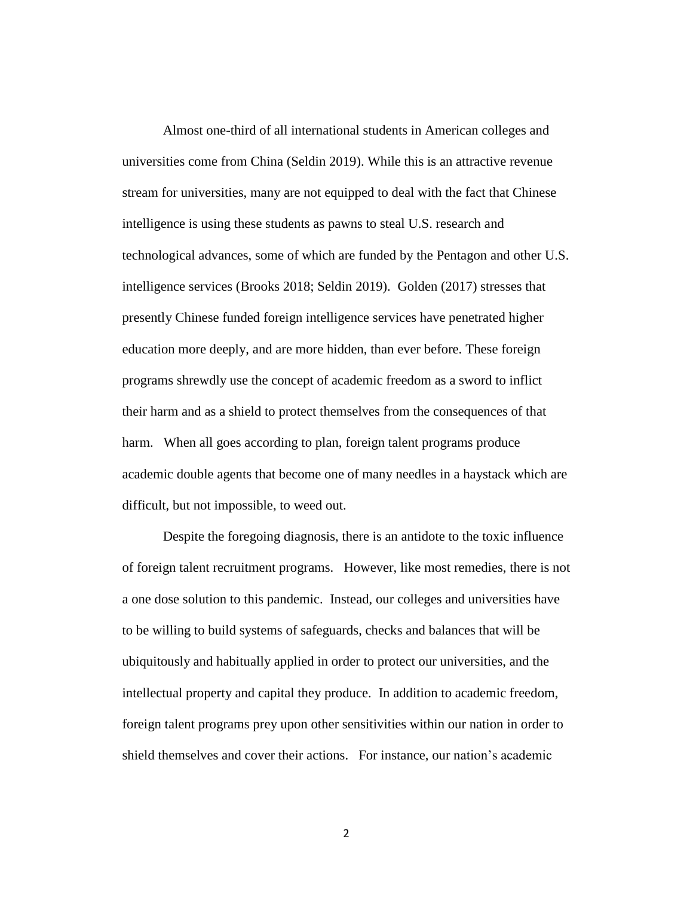Almost one-third of all international students in American colleges and universities come from China (Seldin 2019). While this is an attractive revenue stream for universities, many are not equipped to deal with the fact that Chinese intelligence is using these students as pawns to steal U.S. research and technological advances, some of which are funded by the Pentagon and other U.S. intelligence services (Brooks 2018; Seldin 2019). Golden (2017) stresses that presently Chinese funded foreign intelligence services have penetrated higher education more deeply, and are more hidden, than ever before. These foreign programs shrewdly use the concept of academic freedom as a sword to inflict their harm and as a shield to protect themselves from the consequences of that harm. When all goes according to plan, foreign talent programs produce academic double agents that become one of many needles in a haystack which are difficult, but not impossible, to weed out.

Despite the foregoing diagnosis, there is an antidote to the toxic influence of foreign talent recruitment programs. However, like most remedies, there is not a one dose solution to this pandemic. Instead, our colleges and universities have to be willing to build systems of safeguards, checks and balances that will be ubiquitously and habitually applied in order to protect our universities, and the intellectual property and capital they produce. In addition to academic freedom, foreign talent programs prey upon other sensitivities within our nation in order to shield themselves and cover their actions. For instance, our nation's academic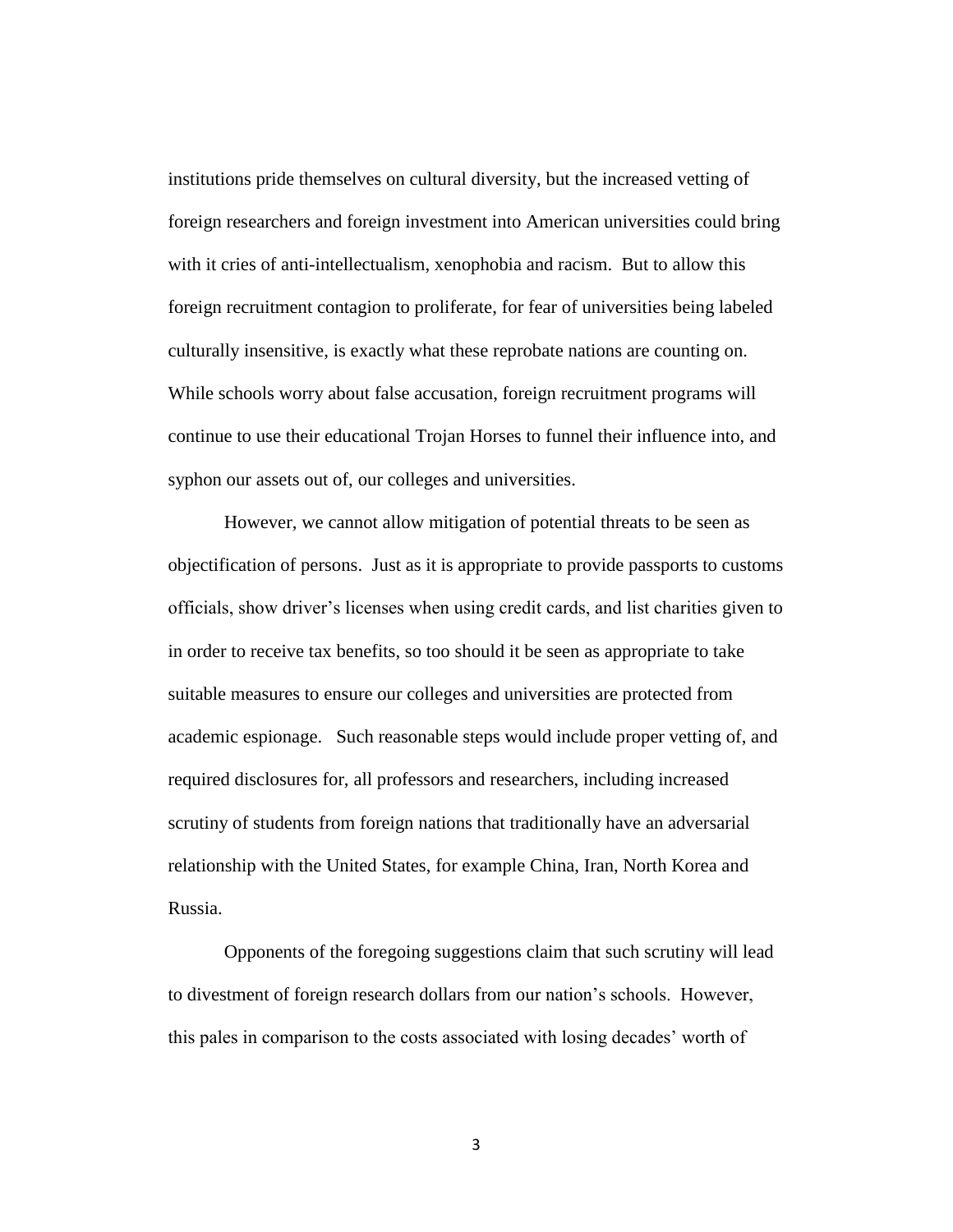institutions pride themselves on cultural diversity, but the increased vetting of foreign researchers and foreign investment into American universities could bring with it cries of anti-intellectualism, xenophobia and racism. But to allow this foreign recruitment contagion to proliferate, for fear of universities being labeled culturally insensitive, is exactly what these reprobate nations are counting on. While schools worry about false accusation, foreign recruitment programs will continue to use their educational Trojan Horses to funnel their influence into, and syphon our assets out of, our colleges and universities.

However, we cannot allow mitigation of potential threats to be seen as objectification of persons. Just as it is appropriate to provide passports to customs officials, show driver's licenses when using credit cards, and list charities given to in order to receive tax benefits, so too should it be seen as appropriate to take suitable measures to ensure our colleges and universities are protected from academic espionage. Such reasonable steps would include proper vetting of, and required disclosures for, all professors and researchers, including increased scrutiny of students from foreign nations that traditionally have an adversarial relationship with the United States, for example China, Iran, North Korea and Russia.

Opponents of the foregoing suggestions claim that such scrutiny will lead to divestment of foreign research dollars from our nation's schools. However, this pales in comparison to the costs associated with losing decades' worth of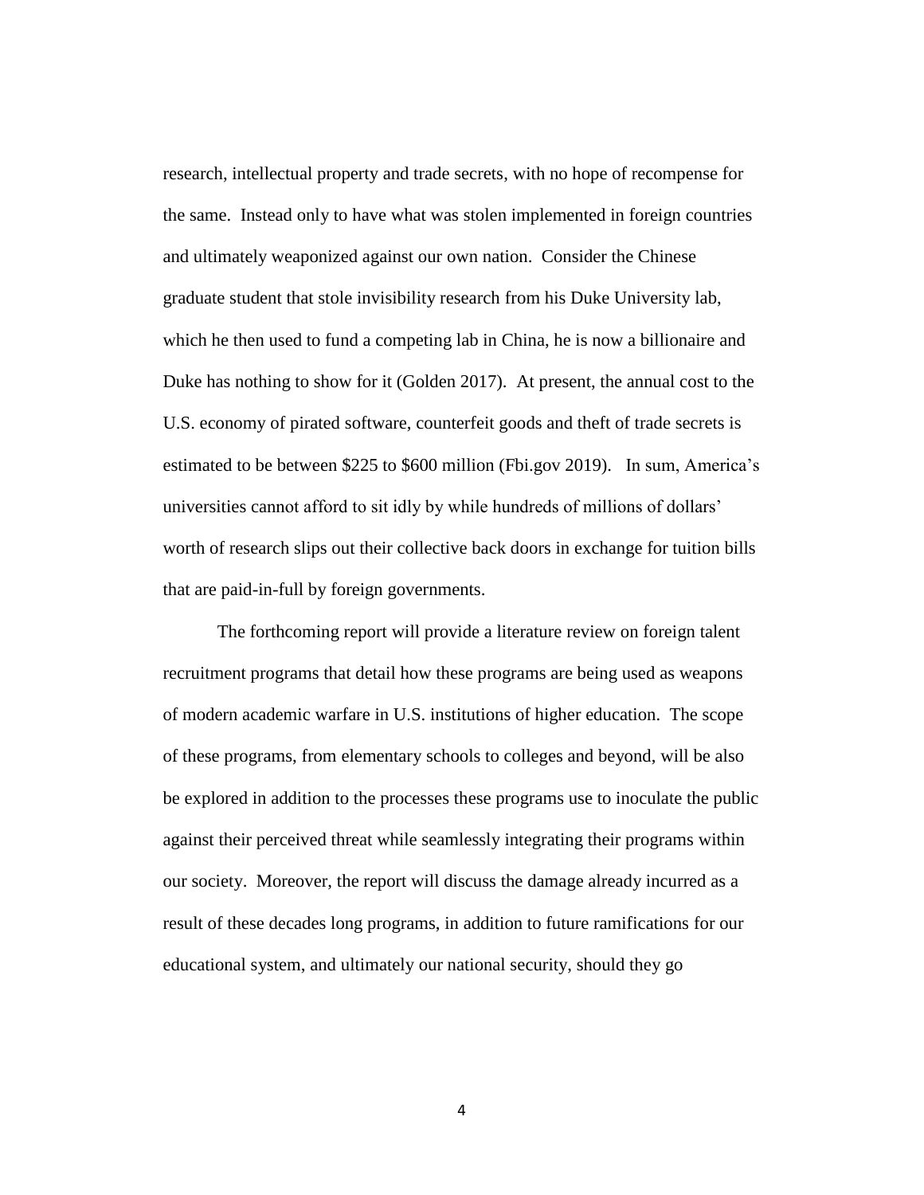research, intellectual property and trade secrets, with no hope of recompense for the same. Instead only to have what was stolen implemented in foreign countries and ultimately weaponized against our own nation. Consider the Chinese graduate student that stole invisibility research from his Duke University lab, which he then used to fund a competing lab in China, he is now a billionaire and Duke has nothing to show for it (Golden 2017). At present, the annual cost to the U.S. economy of pirated software, counterfeit goods and theft of trade secrets is estimated to be between $225 to $600 million (Fbi.gov 2019). In sum, America's universities cannot afford to sit idly by while hundreds of millions of dollars' worth of research slips out their collective back doors in exchange for tuition bills that are paid-in-full by foreign governments.

The forthcoming report will provide a literature review on foreign talent recruitment programs that detail how these programs are being used as weapons of modern academic warfare in U.S. institutions of higher education. The scope of these programs, from elementary schools to colleges and beyond, will be also be explored in addition to the processes these programs use to inoculate the public against their perceived threat while seamlessly integrating their programs within our society. Moreover, the report will discuss the damage already incurred as a result of these decades long programs, in addition to future ramifications for our educational system, and ultimately our national security, should they go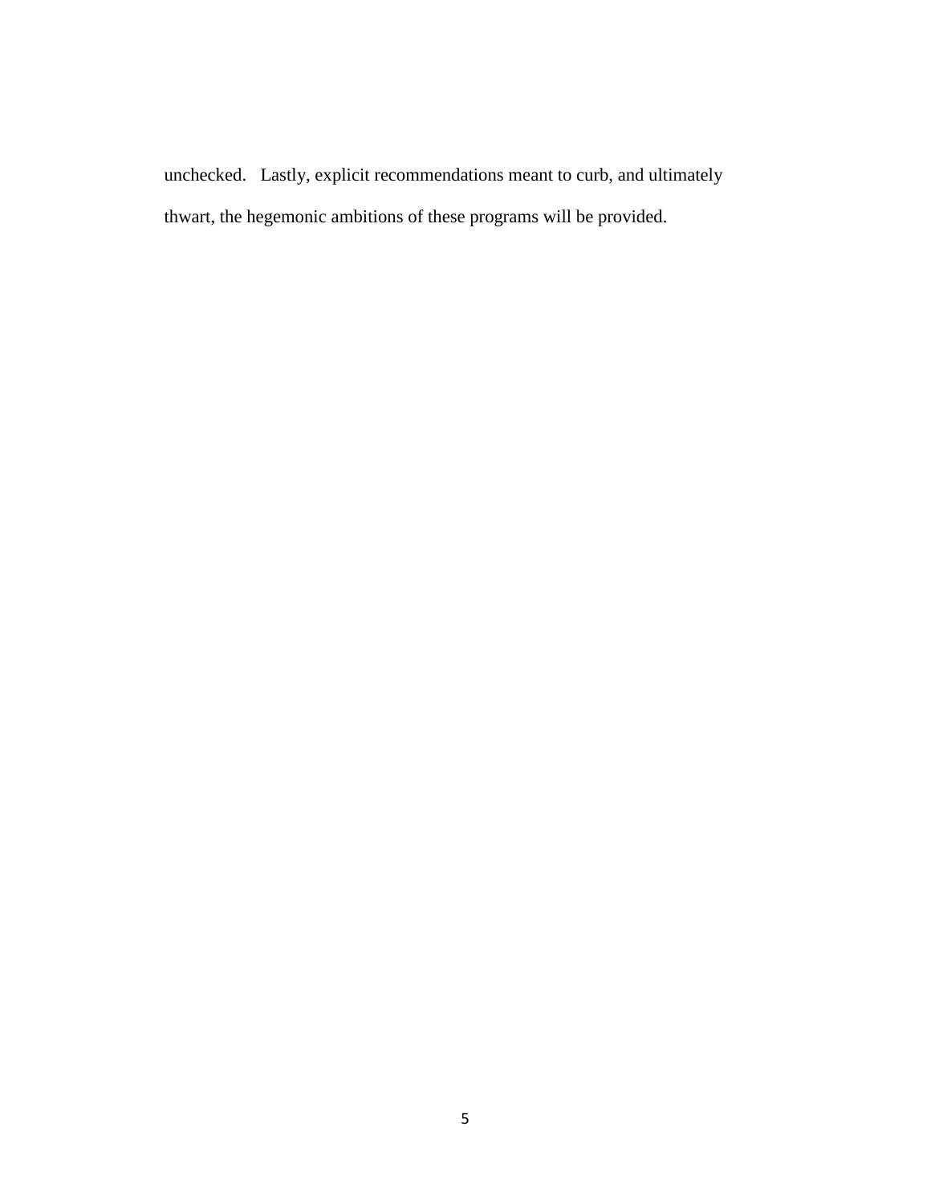unchecked. Lastly, explicit recommendations meant to curb, and ultimately thwart, the hegemonic ambitions of these programs will be provided.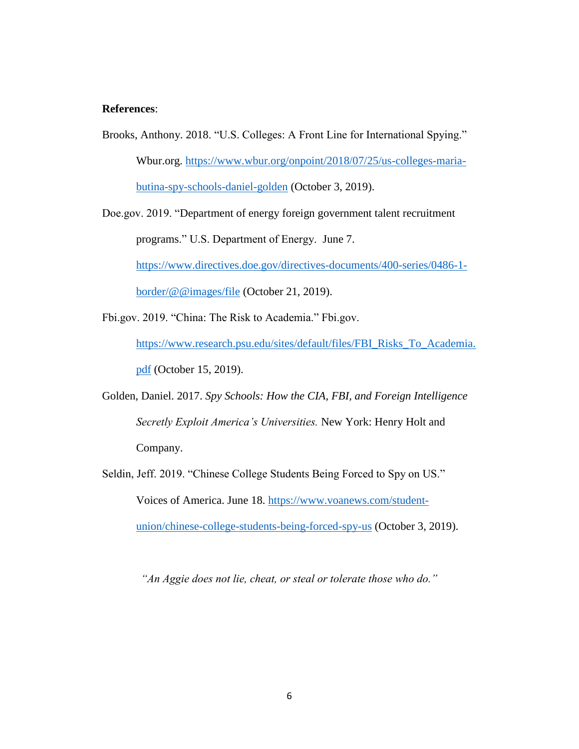**References**:

Brooks, Anthony. 2018. "U.S. Colleges: A Front Line for International Spying." Wbur.org. https://www.wbur.org/onpoint/2018/07/25/us-colleges-maria-butina-spy-schools-daniel-golden (October 3, 2019).

Doe.gov. 2019. "Department of energy foreign government talent recruitment programs." U.S. Department of Energy. June 7. https://www.directives.doe.gov/directives-documents/400-series/0486-1-border/@@images/file (October 21, 2019).

Fbi.gov. 2019. "China: The Risk to Academia." Fbi.gov. https://www.research.psu.edu/sites/default/files/FBI_Risks_To_Academia.pdf (October 15, 2019).

Golden, Daniel. 2017. *Spy Schools: How the CIA, FBI, and Foreign Intelligence Secretly Exploit America's Universities.* New York: Henry Holt and Company.

Seldin, Jeff. 2019. "Chinese College Students Being Forced to Spy on US." Voices of America. June 18. https://www.voanews.com/student-union/chinese-college-students-being-forced-spy-us (October 3, 2019).

*"An Aggie does not lie, cheat, or steal or tolerate those who do."*